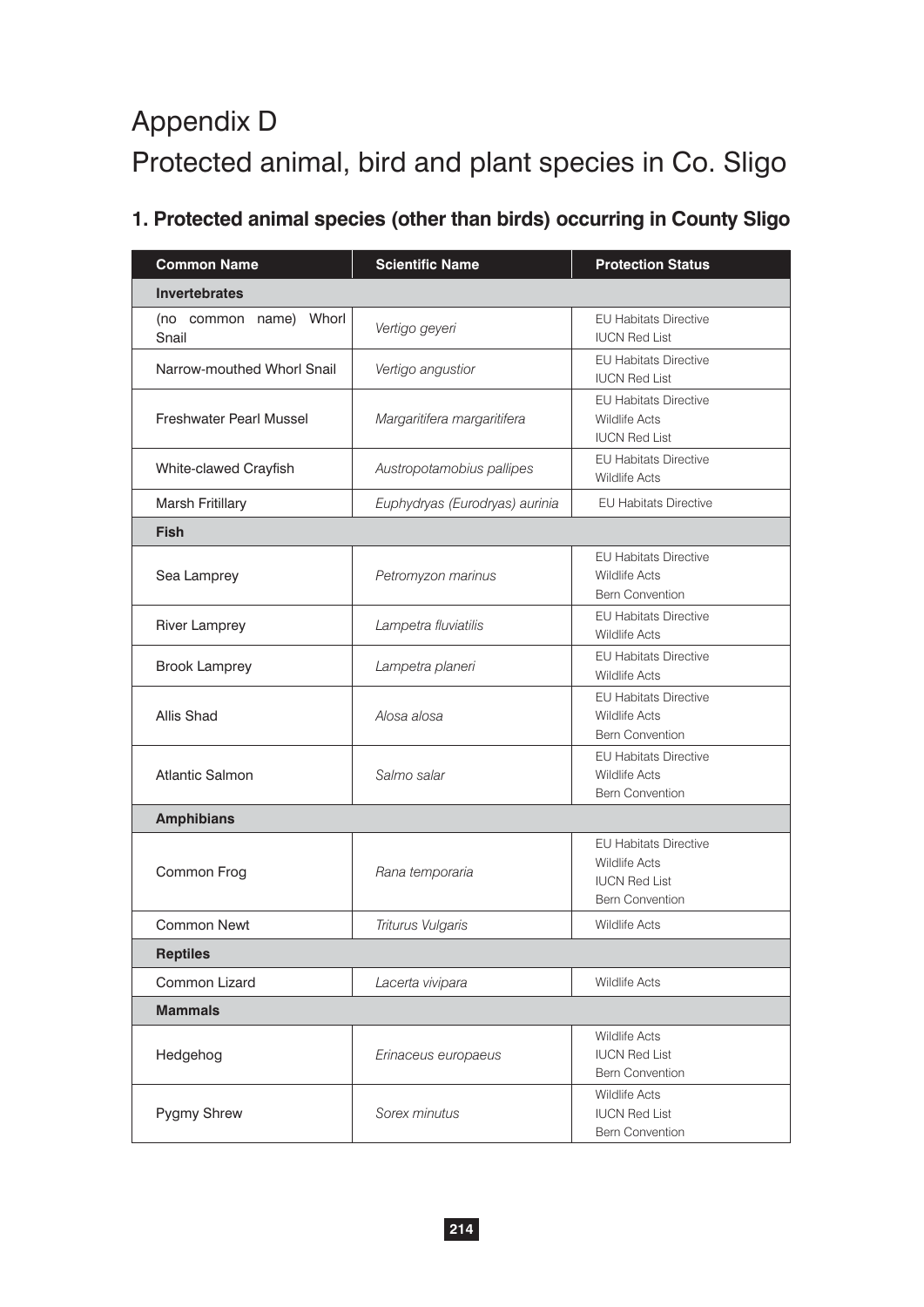# Appendix D

# Protected animal, bird and plant species in Co. Sligo

## 1. Protected animal species (other than birds) occurring in County Sligo

| Common Name | Scientific Name | Protection Status |
|---|---|---|
| **Invertebrates** | | |
| (no common name) Whorl Snail | *Vertigo geyeri* | EU Habitats Directive<br>IUCN Red List |
| Narrow-mouthed Whorl Snail | *Vertigo angustior* | EU Habitats Directive<br>IUCN Red List |
| Freshwater Pearl Mussel | *Margaritifera margaritifera* | EU Habitats Directive<br>Wildlife Acts<br>IUCN Red List |
| White-clawed Crayfish | *Austropotamobius pallipes* | EU Habitats Directive<br>Wildlife Acts |
| Marsh Fritillary | *Euphydryas (Eurodryas) aurinia* | EU Habitats Directive |
| **Fish** | | |
| Sea Lamprey | *Petromyzon marinus* | EU Habitats Directive<br>Wildlife Acts<br>Bern Convention |
| River Lamprey | *Lampetra fluviatilis* | EU Habitats Directive<br>Wildlife Acts |
| Brook Lamprey | *Lampetra planeri* | EU Habitats Directive<br>Wildlife Acts |
| Allis Shad | *Alosa alosa* | EU Habitats Directive<br>Wildlife Acts<br>Bern Convention |
| Atlantic Salmon | *Salmo salar* | EU Habitats Directive<br>Wildlife Acts<br>Bern Convention |
| **Amphibians** | | |
| Common Frog | *Rana temporaria* | EU Habitats Directive<br>Wildlife Acts<br>IUCN Red List<br>Bern Convention |
| Common Newt | *Triturus Vulgaris* | Wildlife Acts |
| **Reptiles** | | |
| Common Lizard | *Lacerta vivipara* | Wildlife Acts |
| **Mammals** | | |
| Hedgehog | *Erinaceus europaeus* | Wildlife Acts<br>IUCN Red List<br>Bern Convention |
| Pygmy Shrew | *Sorex minutus* | Wildlife Acts<br>IUCN Red List<br>Bern Convention |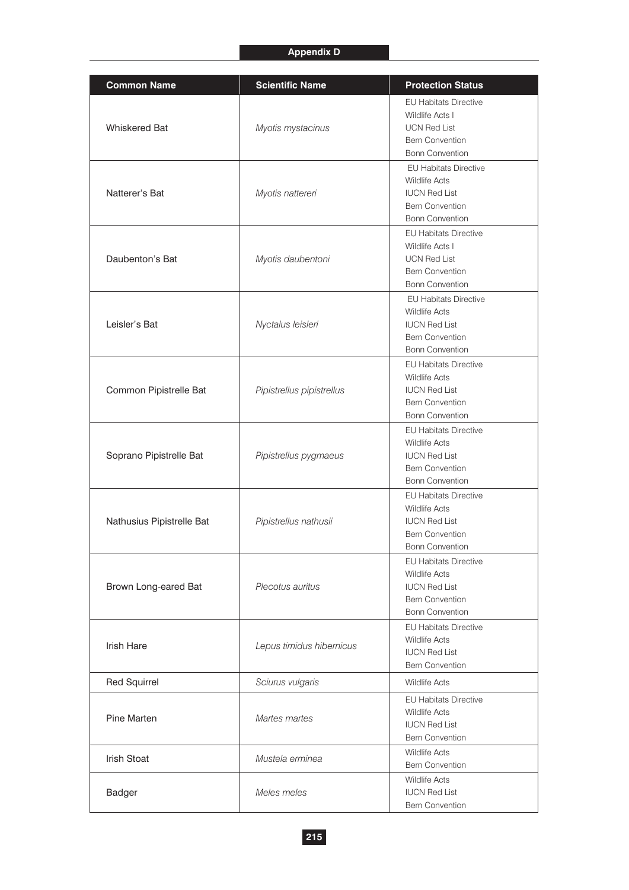## Appendix D

| Common Name | Scientific Name | Protection Status |
|---|---|---|
| Whiskered Bat | *Myotis mystacinus* | EU Habitats Directive<br>Wildlife Acts I<br>UCN Red List<br>Bern Convention<br>Bonn Convention |
| Natterer's Bat | *Myotis nattereri* | EU Habitats Directive<br>Wildlife Acts<br>IUCN Red List<br>Bern Convention<br>Bonn Convention |
| Daubenton's Bat | *Myotis daubentoni* | EU Habitats Directive<br>Wildlife Acts I<br>UCN Red List<br>Bern Convention<br>Bonn Convention |
| Leisler's Bat | *Nyctalus leisleri* | EU Habitats Directive<br>Wildlife Acts<br>IUCN Red List<br>Bern Convention<br>Bonn Convention |
| Common Pipistrelle Bat | *Pipistrellus pipistrellus* | EU Habitats Directive<br>Wildlife Acts<br>IUCN Red List<br>Bern Convention<br>Bonn Convention |
| Soprano Pipistrelle Bat | *Pipistrellus pygmaeus* | EU Habitats Directive<br>Wildlife Acts<br>IUCN Red List<br>Bern Convention<br>Bonn Convention |
| Nathusius Pipistrelle Bat | *Pipistrellus nathusii* | EU Habitats Directive<br>Wildlife Acts<br>IUCN Red List<br>Bern Convention<br>Bonn Convention |
| Brown Long-eared Bat | *Plecotus auritus* | EU Habitats Directive<br>Wildlife Acts<br>IUCN Red List<br>Bern Convention<br>Bonn Convention |
| Irish Hare | *Lepus timidus hibernicus* | EU Habitats Directive<br>Wildlife Acts<br>IUCN Red List<br>Bern Convention |
| Red Squirrel | *Sciurus vulgaris* | Wildlife Acts |
| Pine Marten | *Martes martes* | EU Habitats Directive<br>Wildlife Acts<br>IUCN Red List<br>Bern Convention |
| Irish Stoat | *Mustela erminea* | Wildlife Acts<br>Bern Convention |
| Badger | *Meles meles* | Wildlife Acts<br>IUCN Red List<br>Bern Convention |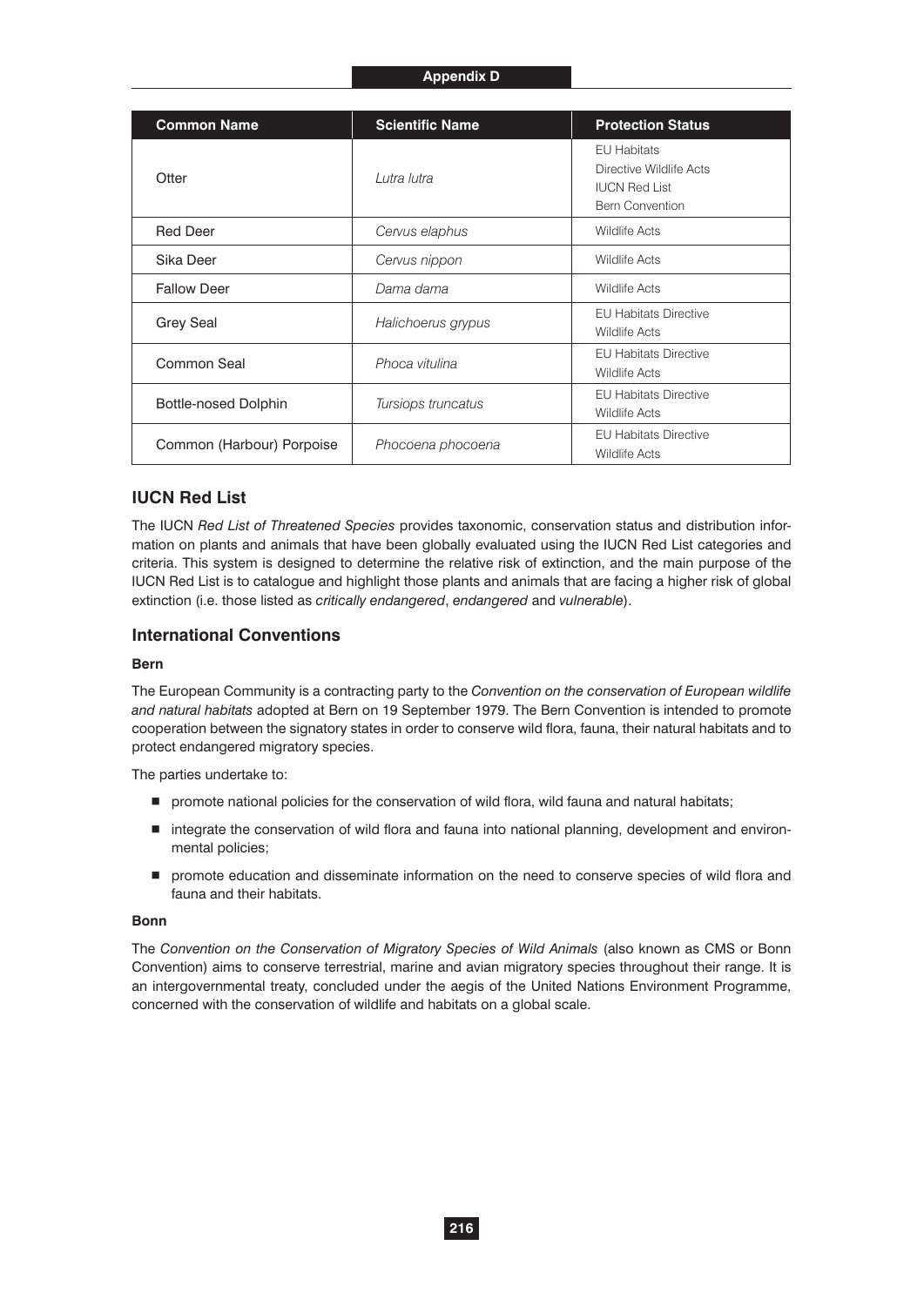| Common Name | Scientific Name | Protection Status |
| --- | --- | --- |
| Otter | *Lutra lutra* | EU Habitats Directive Wildlife Acts IUCN Red List Bern Convention |
| Red Deer | *Cervus elaphus* | Wildlife Acts |
| Sika Deer | *Cervus nippon* | Wildlife Acts |
| Fallow Deer | *Dama dama* | Wildlife Acts |
| Grey Seal | *Halichoerus grypus* | EU Habitats Directive Wildlife Acts |
| Common Seal | *Phoca vitulina* | EU Habitats Directive Wildlife Acts |
| Bottle-nosed Dolphin | *Tursiops truncatus* | EU Habitats Directive Wildlife Acts |
| Common (Harbour) Porpoise | *Phocoena phocoena* | EU Habitats Directive Wildlife Acts |

## IUCN Red List

The IUCN *Red List of Threatened Species* provides taxonomic, conservation status and distribution information on plants and animals that have been globally evaluated using the IUCN Red List categories and criteria. This system is designed to determine the relative risk of extinction, and the main purpose of the IUCN Red List is to catalogue and highlight those plants and animals that are facing a higher risk of global extinction (i.e. those listed as *critically endangered*, *endangered* and *vulnerable*).

## International Conventions

### Bern

The European Community is a contracting party to the *Convention on the conservation of European wildlife and natural habitats* adopted at Bern on 19 September 1979. The Bern Convention is intended to promote cooperation between the signatory states in order to conserve wild flora, fauna, their natural habitats and to protect endangered migratory species.

The parties undertake to:

- promote national policies for the conservation of wild flora, wild fauna and natural habitats;
- integrate the conservation of wild flora and fauna into national planning, development and environmental policies;
- promote education and disseminate information on the need to conserve species of wild flora and fauna and their habitats.

### Bonn

The *Convention on the Conservation of Migratory Species of Wild Animals* (also known as CMS or Bonn Convention) aims to conserve terrestrial, marine and avian migratory species throughout their range. It is an intergovernmental treaty, concluded under the aegis of the United Nations Environment Programme, concerned with the conservation of wildlife and habitats on a global scale.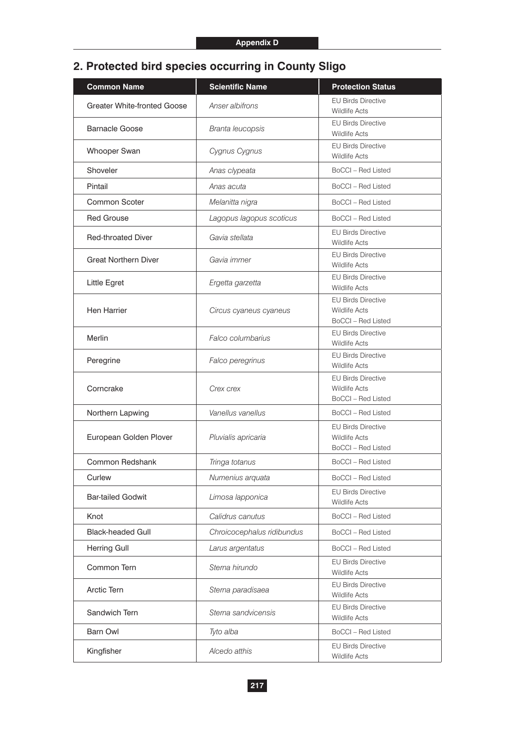## 2. Protected bird species occurring in County Sligo

| Common Name | Scientific Name | Protection Status |
|---|---|---|
| Greater White-fronted Goose | *Anser albifrons* | EU Birds Directive<br>Wildlife Acts |
| Barnacle Goose | *Branta leucopsis* | EU Birds Directive<br>Wildlife Acts |
| Whooper Swan | *Cygnus Cygnus* | EU Birds Directive<br>Wildlife Acts |
| Shoveler | *Anas clypeata* | BoCCI – Red Listed |
| Pintail | *Anas acuta* | BoCCI – Red Listed |
| Common Scoter | *Melanitta nigra* | BoCCI – Red Listed |
| Red Grouse | *Lagopus lagopus scoticus* | BoCCI – Red Listed |
| Red-throated Diver | *Gavia stellata* | EU Birds Directive<br>Wildlife Acts |
| Great Northern Diver | *Gavia immer* | EU Birds Directive<br>Wildlife Acts |
| Little Egret | *Ergetta garzetta* | EU Birds Directive<br>Wildlife Acts |
| Hen Harrier | *Circus cyaneus cyaneus* | EU Birds Directive<br>Wildlife Acts<br>BoCCI – Red Listed |
| Merlin | *Falco columbarius* | EU Birds Directive<br>Wildlife Acts |
| Peregrine | *Falco peregrinus* | EU Birds Directive<br>Wildlife Acts |
| Corncrake | *Crex crex* | EU Birds Directive<br>Wildlife Acts<br>BoCCI – Red Listed |
| Northern Lapwing | *Vanellus vanellus* | BoCCI – Red Listed |
| European Golden Plover | *Pluvialis apricaria* | EU Birds Directive<br>Wildlife Acts<br>BoCCI – Red Listed |
| Common Redshank | *Tringa totanus* | BoCCI – Red Listed |
| Curlew | *Numenius arquata* | BoCCI – Red Listed |
| Bar-tailed Godwit | *Limosa lapponica* | EU Birds Directive<br>Wildlife Acts |
| Knot | *Calidrus canutus* | BoCCI – Red Listed |
| Black-headed Gull | *Chroicocephalus ridibundus* | BoCCI – Red Listed |
| Herring Gull | *Larus argentatus* | BoCCI – Red Listed |
| Common Tern | *Sterna hirundo* | EU Birds Directive<br>Wildlife Acts |
| Arctic Tern | *Sterna paradisaea* | EU Birds Directive<br>Wildlife Acts |
| Sandwich Tern | *Sterna sandvicensis* | EU Birds Directive<br>Wildlife Acts |
| Barn Owl | *Tyto alba* | BoCCI – Red Listed |
| Kingfisher | *Alcedo atthis* | EU Birds Directive<br>Wildlife Acts |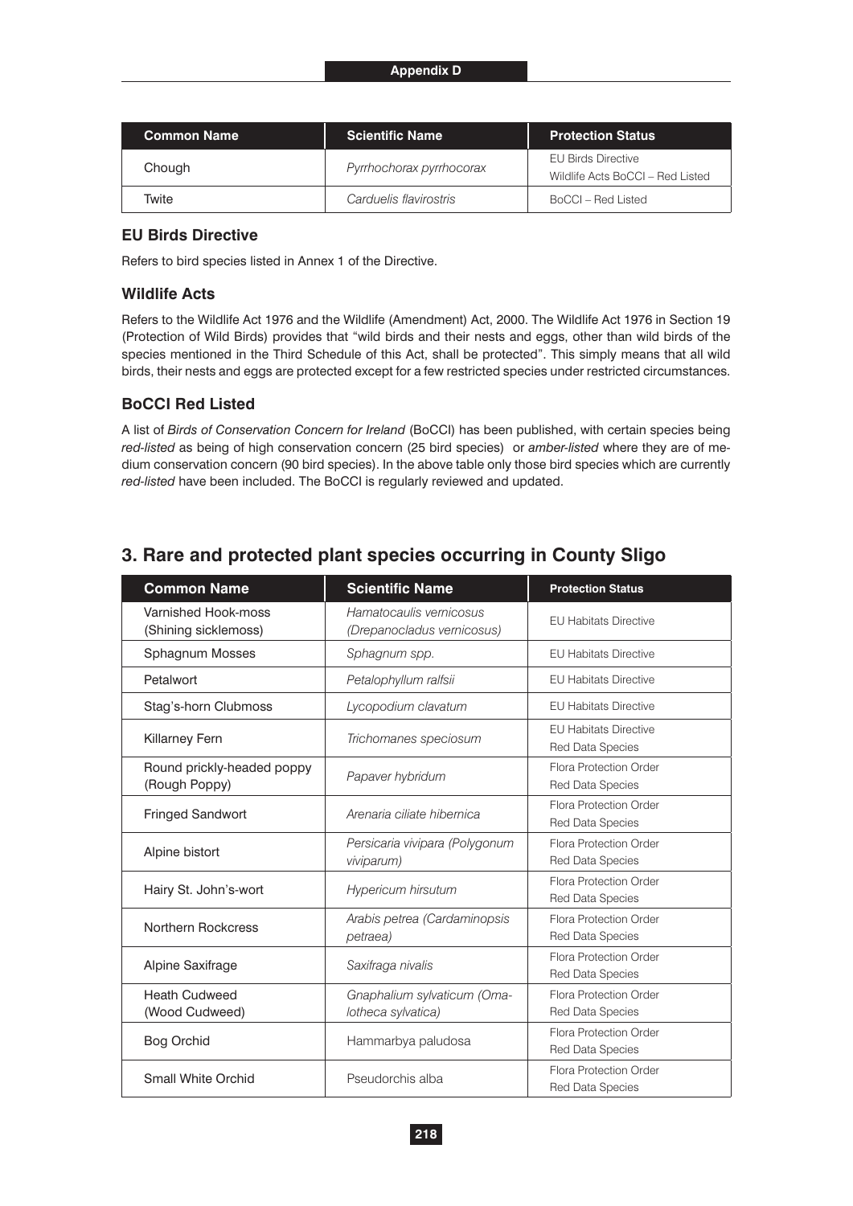| Common Name | Scientific Name | Protection Status |
|---|---|---|
| Chough | *Pyrrhochorax pyrrhocorax* | EU Birds Directive<br>Wildlife Acts BoCCI – Red Listed |
| Twite | *Carduelis flavirostris* | BoCCI – Red Listed |

### EU Birds Directive

Refers to bird species listed in Annex 1 of the Directive.

### Wildlife Acts

Refers to the Wildlife Act 1976 and the Wildlife (Amendment) Act, 2000. The Wildlife Act 1976 in Section 19 (Protection of Wild Birds) provides that "wild birds and their nests and eggs, other than wild birds of the species mentioned in the Third Schedule of this Act, shall be protected". This simply means that all wild birds, their nests and eggs are protected except for a few restricted species under restricted circumstances.

### BoCCI Red Listed

A list of *Birds of Conservation Concern for Ireland* (BoCCI) has been published, with certain species being *red-listed* as being of high conservation concern (25 bird species) or *amber-listed* where they are of medium conservation concern (90 bird species). In the above table only those bird species which are currently *red-listed* have been included. The BoCCI is regularly reviewed and updated.

## 3. Rare and protected plant species occurring in County Sligo

| Common Name | Scientific Name | Protection Status |
|---|---|---|
| Varnished Hook-moss (Shining sicklemoss) | *Hamatocaulis vernicosus (Drepanocladus vernicosus)* | EU Habitats Directive |
| Sphagnum Mosses | *Sphagnum spp.* | EU Habitats Directive |
| Petalwort | *Petalophyllum ralfsii* | EU Habitats Directive |
| Stag's-horn Clubmoss | *Lycopodium clavatum* | EU Habitats Directive |
| Killarney Fern | *Trichomanes speciosum* | EU Habitats Directive<br>Red Data Species |
| Round prickly-headed poppy (Rough Poppy) | *Papaver hybridum* | Flora Protection Order<br>Red Data Species |
| Fringed Sandwort | *Arenaria ciliate hibernica* | Flora Protection Order<br>Red Data Species |
| Alpine bistort | *Persicaria vivipara (Polygonum viviparum)* | Flora Protection Order<br>Red Data Species |
| Hairy St. John's-wort | *Hypericum hirsutum* | Flora Protection Order<br>Red Data Species |
| Northern Rockcress | *Arabis petrea (Cardaminopsis petraea)* | Flora Protection Order<br>Red Data Species |
| Alpine Saxifrage | *Saxifraga nivalis* | Flora Protection Order<br>Red Data Species |
| Heath Cudweed (Wood Cudweed) | *Gnaphalium sylvaticum (Omalotheca sylvatica)* | Flora Protection Order<br>Red Data Species |
| Bog Orchid | Hammarbya paludosa | Flora Protection Order<br>Red Data Species |
| Small White Orchid | Pseudorchis alba | Flora Protection Order<br>Red Data Species |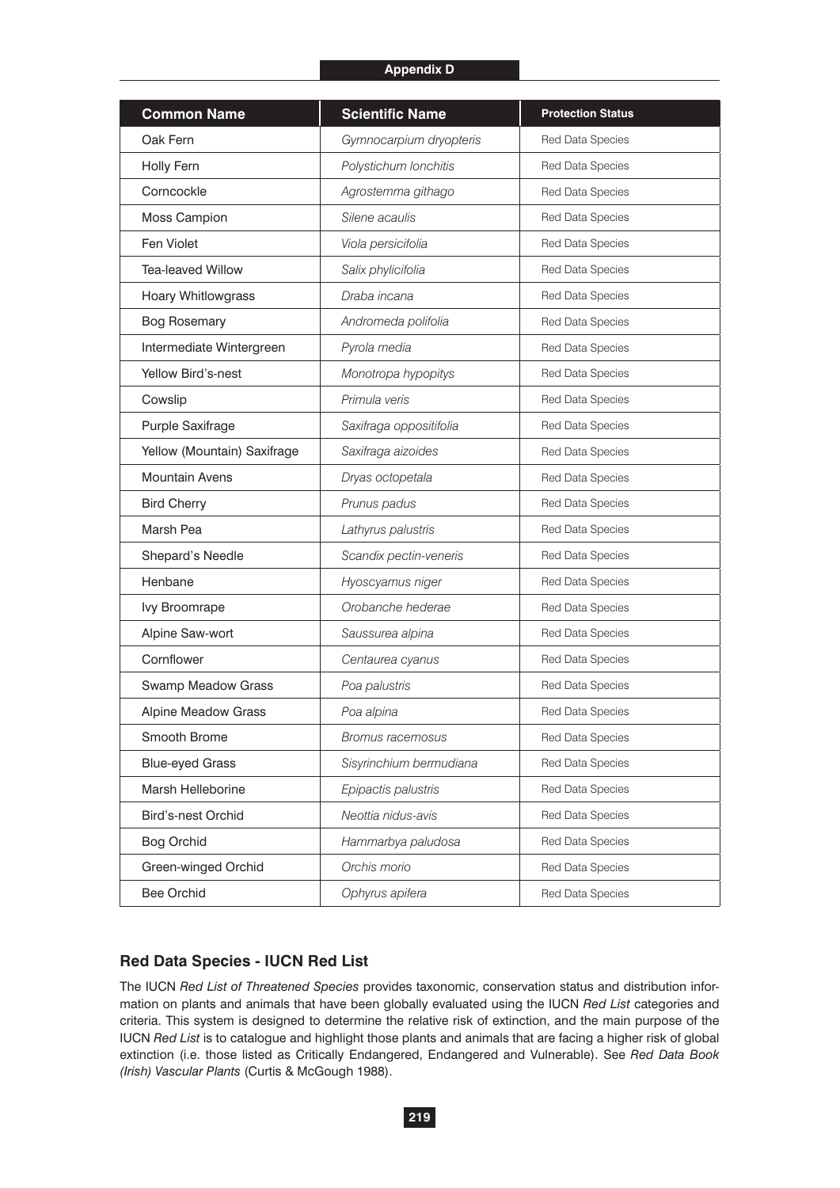| Common Name | Scientific Name | Protection Status |
|---|---|---|
| Oak Fern | *Gymnocarpium dryopteris* | Red Data Species |
| Holly Fern | *Polystichum lonchitis* | Red Data Species |
| Corncockle | *Agrostemma githago* | Red Data Species |
| Moss Campion | *Silene acaulis* | Red Data Species |
| Fen Violet | *Viola persicifolia* | Red Data Species |
| Tea-leaved Willow | *Salix phylicifolia* | Red Data Species |
| Hoary Whitlowgrass | *Draba incana* | Red Data Species |
| Bog Rosemary | *Andromeda polifolia* | Red Data Species |
| Intermediate Wintergreen | *Pyrola media* | Red Data Species |
| Yellow Bird's-nest | *Monotropa hypopitys* | Red Data Species |
| Cowslip | *Primula veris* | Red Data Species |
| Purple Saxifrage | *Saxifraga oppositifolia* | Red Data Species |
| Yellow (Mountain) Saxifrage | *Saxifraga aizoides* | Red Data Species |
| Mountain Avens | *Dryas octopetala* | Red Data Species |
| Bird Cherry | *Prunus padus* | Red Data Species |
| Marsh Pea | *Lathyrus palustris* | Red Data Species |
| Shepard's Needle | *Scandix pectin-veneris* | Red Data Species |
| Henbane | *Hyoscyamus niger* | Red Data Species |
| Ivy Broomrape | *Orobanche hederae* | Red Data Species |
| Alpine Saw-wort | *Saussurea alpina* | Red Data Species |
| Cornflower | *Centaurea cyanus* | Red Data Species |
| Swamp Meadow Grass | *Poa palustris* | Red Data Species |
| Alpine Meadow Grass | *Poa alpina* | Red Data Species |
| Smooth Brome | *Bromus racemosus* | Red Data Species |
| Blue-eyed Grass | *Sisyrinchium bermudiana* | Red Data Species |
| Marsh Helleborine | *Epipactis palustris* | Red Data Species |
| Bird's-nest Orchid | *Neottia nidus-avis* | Red Data Species |
| Bog Orchid | *Hammarbya paludosa* | Red Data Species |
| Green-winged Orchid | *Orchis morio* | Red Data Species |
| Bee Orchid | *Ophyrus apifera* | Red Data Species |

### Red Data Species - IUCN Red List

The IUCN *Red List of Threatened Species* provides taxonomic, conservation status and distribution information on plants and animals that have been globally evaluated using the IUCN *Red List* categories and criteria. This system is designed to determine the relative risk of extinction, and the main purpose of the IUCN *Red List* is to catalogue and highlight those plants and animals that are facing a higher risk of global extinction (i.e. those listed as Critically Endangered, Endangered and Vulnerable). See *Red Data Book (Irish) Vascular Plants* (Curtis & McGough 1988).